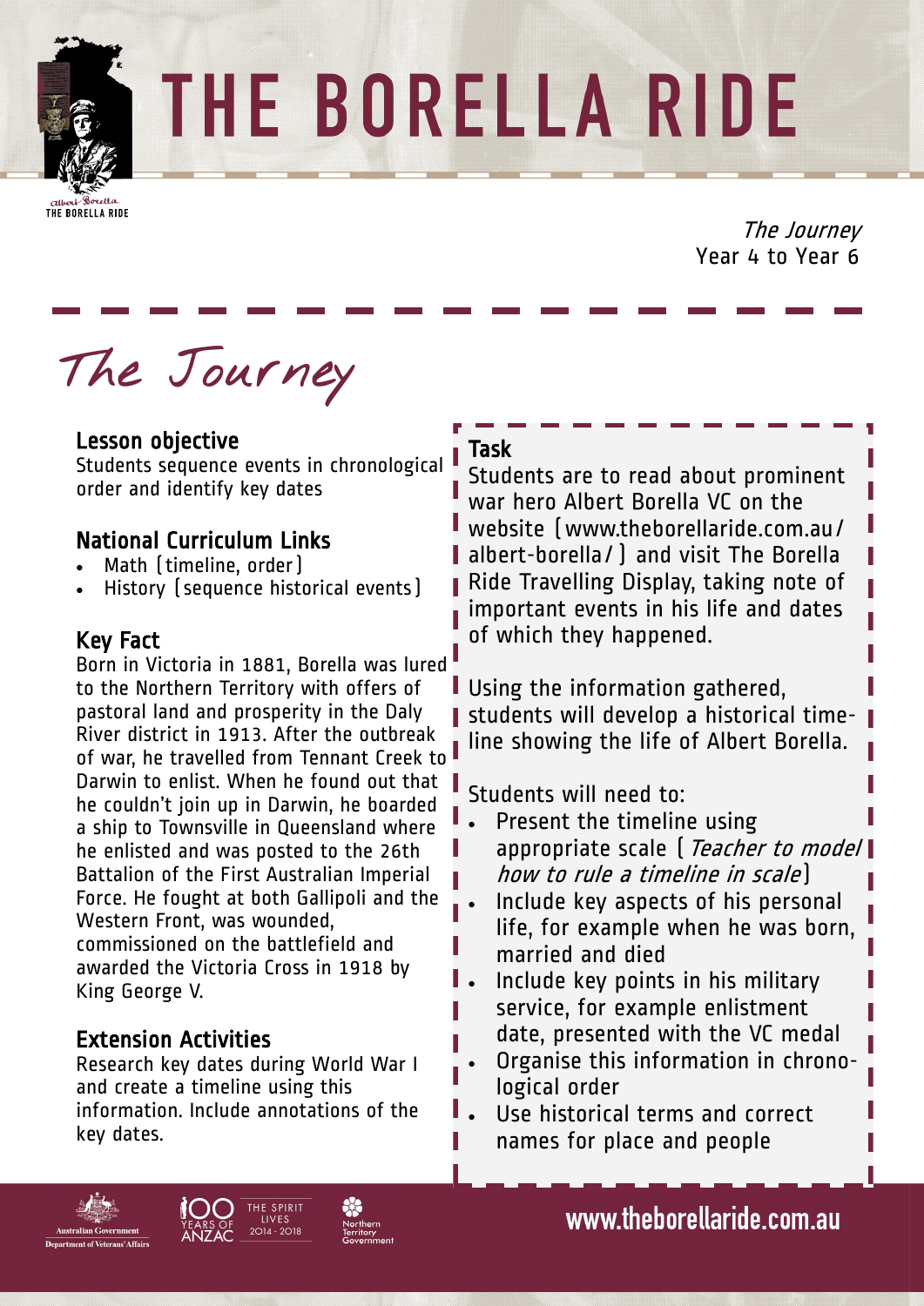# THE BORELLA RIDE

*The Journey*
Year 4 to Year 6

## The Journey

### Lesson objective

Students sequence events in chronological order and identify key dates

### National Curriculum Links

- Math (timeline, order)
- History (sequence historical events)

### Key Fact

Born in Victoria in 1881, Borella was lured to the Northern Territory with offers of pastoral land and prosperity in the Daly River district in 1913. After the outbreak of war, he travelled from Tennant Creek to Darwin to enlist. When he found out that he couldn't join up in Darwin, he boarded a ship to Townsville in Queensland where he enlisted and was posted to the 26th Battalion of the First Australian Imperial Force. He fought at both Gallipoli and the Western Front, was wounded, commissioned on the battlefield and awarded the Victoria Cross in 1918 by King George V.

### Extension Activities

Research key dates during World War I and create a timeline using this information. Include annotations of the key dates.

### Task

Students are to read about prominent war hero Albert Borella VC on the website (www.theborellaride.com.au/albert-borella/) and visit The Borella Ride Travelling Display, taking note of important events in his life and dates of which they happened.

Using the information gathered, students will develop a historical timeline showing the life of Albert Borella.

Students will need to:

- Present the timeline using appropriate scale (*Teacher to model how to rule a timeline in scale*)
- Include key aspects of his personal life, for example when he was born, married and died
- Include key points in his military service, for example enlistment date, presented with the VC medal
- Organise this information in chronological order
- Use historical terms and correct names for place and people

www.theborellaride.com.au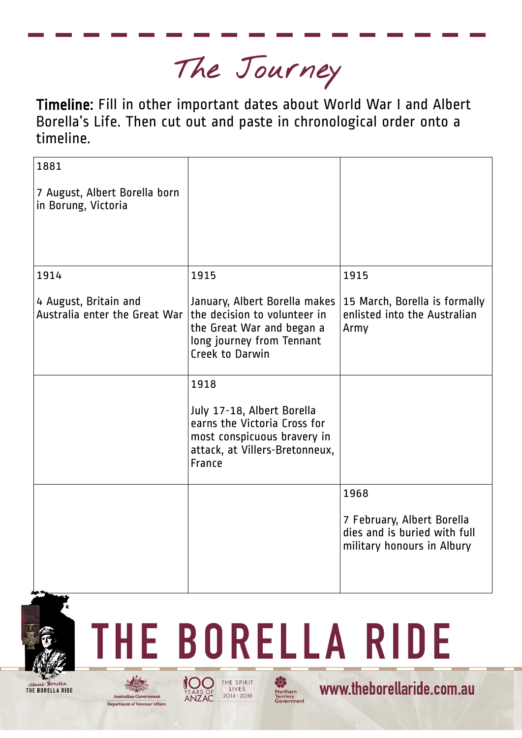# The Journey

**Timeline:** Fill in other important dates about World War I and Albert Borella's Life. Then cut out and paste in chronological order onto a timeline.

| | | |
|---|---|---|
| 1881<br><br>7 August, Albert Borella born in Borung, Victoria | | |
| 1914<br><br>4 August, Britain and Australia enter the Great War | 1915<br><br>January, Albert Borella makes the decision to volunteer in the Great War and began a long journey from Tennant Creek to Darwin | 1915<br><br>15 March, Borella is formally enlisted into the Australian Army |
| | 1918<br><br>July 17-18, Albert Borella earns the Victoria Cross for most conspicuous bravery in attack, at Villers-Bretonneux, France | |
| | | 1968<br><br>7 February, Albert Borella dies and is buried with full military honours in Albury |

THE BORELLA RIDE

www.theborellaride.com.au